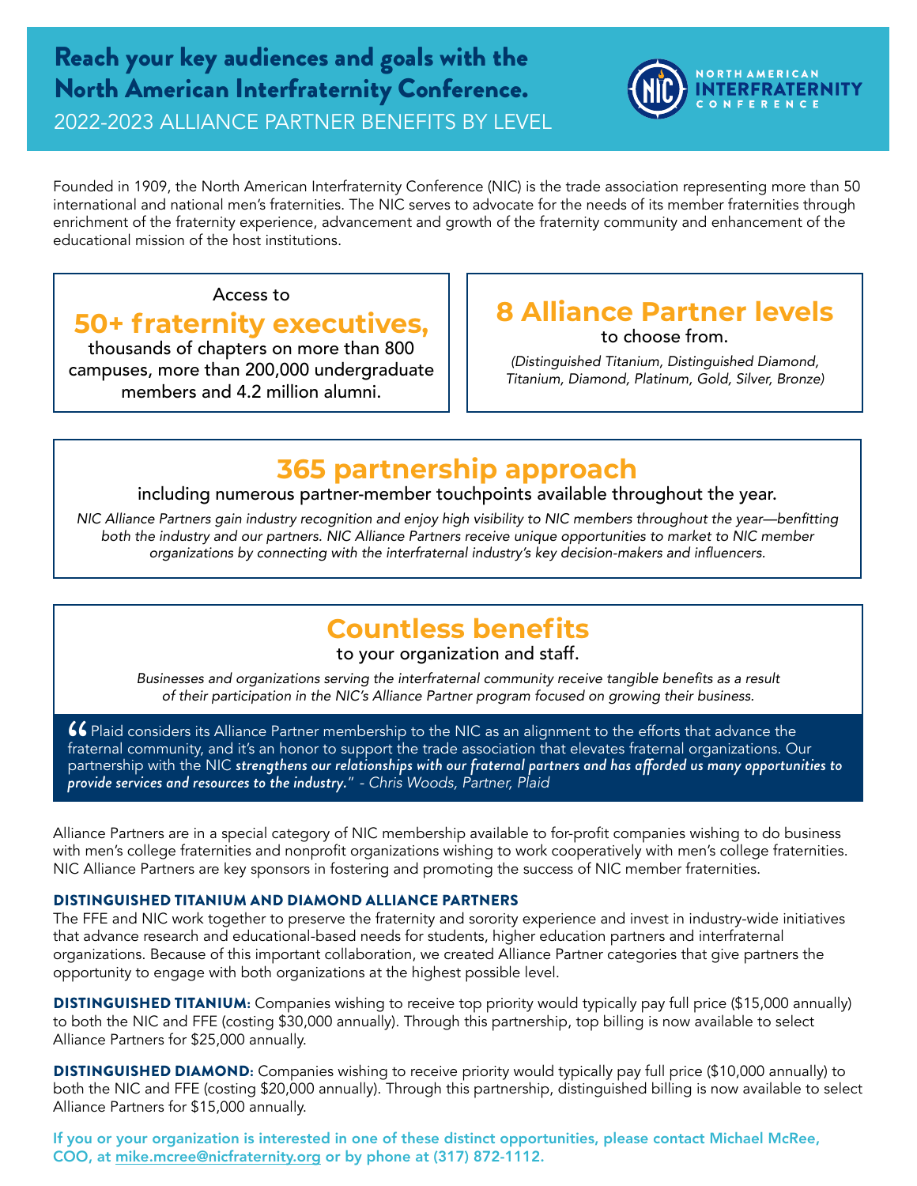# Reach your key audiences and goals with the North American Interfraternity Conference.

## 2022-2023 ALLIANCE PARTNER BENEFITS BY LEVEL

NORTH AMERICAN INTERFRATERNITY CONFERENCE

Founded in 1909, the North American Interfraternity Conference (NIC) is the trade association representing more than 50 international and national men's fraternities. The NIC serves to advocate for the needs of its member fraternities through enrichment of the fraternity experience, advancement and growth of the fraternity community and enhancement of the educational mission of the host institutions.

Access to

**50+ fraternity executives,**

thousands of chapters on more than 800 campuses, more than 200,000 undergraduate members and 4.2 million alumni.

**8 Alliance Partner levels**

to choose from.

*(Distinguished Titanium, Distinguished Diamond, Titanium, Diamond, Platinum, Gold, Silver, Bronze)*

## 365 partnership approach

including numerous partner-member touchpoints available throughout the year.

*NIC Alliance Partners gain industry recognition and enjoy high visibility to NIC members throughout the year—benfitting both the industry and our partners. NIC Alliance Partners receive unique opportunities to market to NIC member organizations by connecting with the interfraternal industry's key decision-makers and influencers.*

## Countless benefits

to your organization and staff.

*Businesses and organizations serving the interfraternal community receive tangible benefits as a result of their participation in the NIC's Alliance Partner program focused on growing their business.*

> "Plaid considers its Alliance Partner membership to the NIC as an alignment to the efforts that advance the fraternal community, and it's an honor to support the trade association that elevates fraternal organizations. Our partnership with the NIC ***strengthens our relationships with our fraternal partners and has afforded us many opportunities to provide services and resources to the industry.***" *- Chris Woods, Partner, Plaid*

Alliance Partners are in a special category of NIC membership available to for-profit companies wishing to do business with men's college fraternities and nonprofit organizations wishing to work cooperatively with men's college fraternities. NIC Alliance Partners are key sponsors in fostering and promoting the success of NIC member fraternities.

### DISTINGUISHED TITANIUM AND DIAMOND ALLIANCE PARTNERS

The FFE and NIC work together to preserve the fraternity and sorority experience and invest in industry-wide initiatives that advance research and educational-based needs for students, higher education partners and interfraternal organizations. Because of this important collaboration, we created Alliance Partner categories that give partners the opportunity to engage with both organizations at the highest possible level.

**DISTINGUISHED TITANIUM:** Companies wishing to receive top priority would typically pay full price ($15,000 annually) to both the NIC and FFE (costing $30,000 annually). Through this partnership, top billing is now available to select Alliance Partners for $25,000 annually.

**DISTINGUISHED DIAMOND:** Companies wishing to receive priority would typically pay full price ($10,000 annually) to both the NIC and FFE (costing $20,000 annually). Through this partnership, distinguished billing is now available to select Alliance Partners for $15,000 annually.

**If you or your organization is interested in one of these distinct opportunities, please contact Michael McRee, COO, at mike.mcree@nicfraternity.org or by phone at (317) 872-1112.**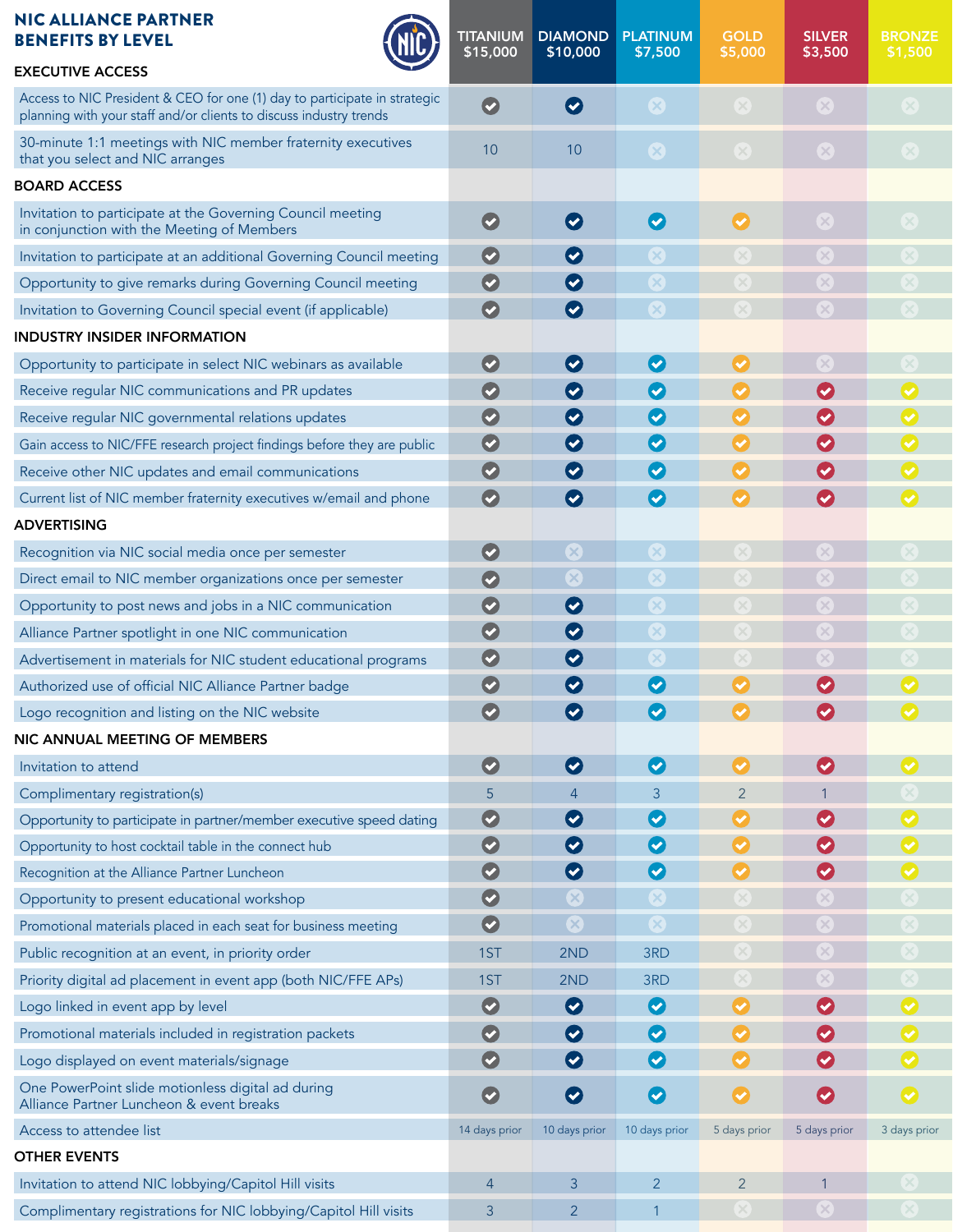# NIC ALLIANCE PARTNER BENEFITS BY LEVEL

| | TITANIUM $15,000 | DIAMOND $10,000 | PLATINUM $7,500 | GOLD $5,000 | SILVER $3,500 | BRONZE $1,500 |
|---|---|---|---|---|---|---|
| **EXECUTIVE ACCESS** | | | | | | |
| Access to NIC President & CEO for one (1) day to participate in strategic planning with your staff and/or clients to discuss industry trends | ✓ | ✓ | ✗ | ✗ | ✗ | ✗ |
| 30-minute 1:1 meetings with NIC member fraternity executives that you select and NIC arranges | 10 | 10 | ✗ | ✗ | ✗ | ✗ |
| **BOARD ACCESS** | | | | | | |
| Invitation to participate at the Governing Council meeting in conjunction with the Meeting of Members | ✓ | ✓ | ✓ | ✓ | ✗ | ✗ |
| Invitation to participate at an additional Governing Council meeting | ✓ | ✓ | ✗ | ✗ | ✗ | ✗ |
| Opportunity to give remarks during Governing Council meeting | ✓ | ✓ | ✗ | ✗ | ✗ | ✗ |
| Invitation to Governing Council special event (if applicable) | ✓ | ✓ | ✗ | ✗ | ✗ | ✗ |
| **INDUSTRY INSIDER INFORMATION** | | | | | | |
| Opportunity to participate in select NIC webinars as available | ✓ | ✓ | ✓ | ✓ | ✗ | ✗ |
| Receive regular NIC communications and PR updates | ✓ | ✓ | ✓ | ✓ | ✓ | ✓ |
| Receive regular NIC governmental relations updates | ✓ | ✓ | ✓ | ✓ | ✓ | ✓ |
| Gain access to NIC/FFE research project findings before they are public | ✓ | ✓ | ✓ | ✓ | ✓ | ✓ |
| Receive other NIC updates and email communications | ✓ | ✓ | ✓ | ✓ | ✓ | ✓ |
| Current list of NIC member fraternity executives w/email and phone | ✓ | ✓ | ✓ | ✓ | ✓ | ✓ |
| **ADVERTISING** | | | | | | |
| Recognition via NIC social media once per semester | ✓ | ✗ | ✗ | ✗ | ✗ | ✗ |
| Direct email to NIC member organizations once per semester | ✓ | ✗ | ✗ | ✗ | ✗ | ✗ |
| Opportunity to post news and jobs in a NIC communication | ✓ | ✓ | ✗ | ✗ | ✗ | ✗ |
| Alliance Partner spotlight in one NIC communication | ✓ | ✓ | ✗ | ✗ | ✗ | ✗ |
| Advertisement in materials for NIC student educational programs | ✓ | ✓ | ✗ | ✗ | ✗ | ✗ |
| Authorized use of official NIC Alliance Partner badge | ✓ | ✓ | ✓ | ✓ | ✓ | ✓ |
| Logo recognition and listing on the NIC website | ✓ | ✓ | ✓ | ✓ | ✓ | ✓ |
| **NIC ANNUAL MEETING OF MEMBERS** | | | | | | |
| Invitation to attend | ✓ | ✓ | ✓ | ✓ | ✓ | ✓ |
| Complimentary registration(s) | 5 | 4 | 3 | 2 | 1 | ✗ |
| Opportunity to participate in partner/member executive speed dating | ✓ | ✓ | ✓ | ✓ | ✓ | ✓ |
| Opportunity to host cocktail table in the connect hub | ✓ | ✓ | ✓ | ✓ | ✓ | ✓ |
| Recognition at the Alliance Partner Luncheon | ✓ | ✓ | ✓ | ✓ | ✓ | ✓ |
| Opportunity to present educational workshop | ✓ | ✗ | ✗ | ✗ | ✗ | ✗ |
| Promotional materials placed in each seat for business meeting | ✓ | ✗ | ✗ | ✗ | ✗ | ✗ |
| Public recognition at an event, in priority order | 1ST | 2ND | 3RD | ✗ | ✗ | ✗ |
| Priority digital ad placement in event app (both NIC/FFE APs) | 1ST | 2ND | 3RD | ✗ | ✗ | ✗ |
| Logo linked in event app by level | ✓ | ✓ | ✓ | ✓ | ✓ | ✓ |
| Promotional materials included in registration packets | ✓ | ✓ | ✓ | ✓ | ✓ | ✓ |
| Logo displayed on event materials/signage | ✓ | ✓ | ✓ | ✓ | ✓ | ✓ |
| One PowerPoint slide motionless digital ad during Alliance Partner Luncheon & event breaks | ✓ | ✓ | ✓ | ✓ | ✓ | ✓ |
| Access to attendee list | 14 days prior | 10 days prior | 10 days prior | 5 days prior | 5 days prior | 3 days prior |
| **OTHER EVENTS** | | | | | | |
| Invitation to attend NIC lobbying/Capitol Hill visits | 4 | 3 | 2 | 2 | 1 | ✗ |
| Complimentary registrations for NIC lobbying/Capitol Hill visits | 3 | 2 | 1 | ✗ | ✗ | ✗ |